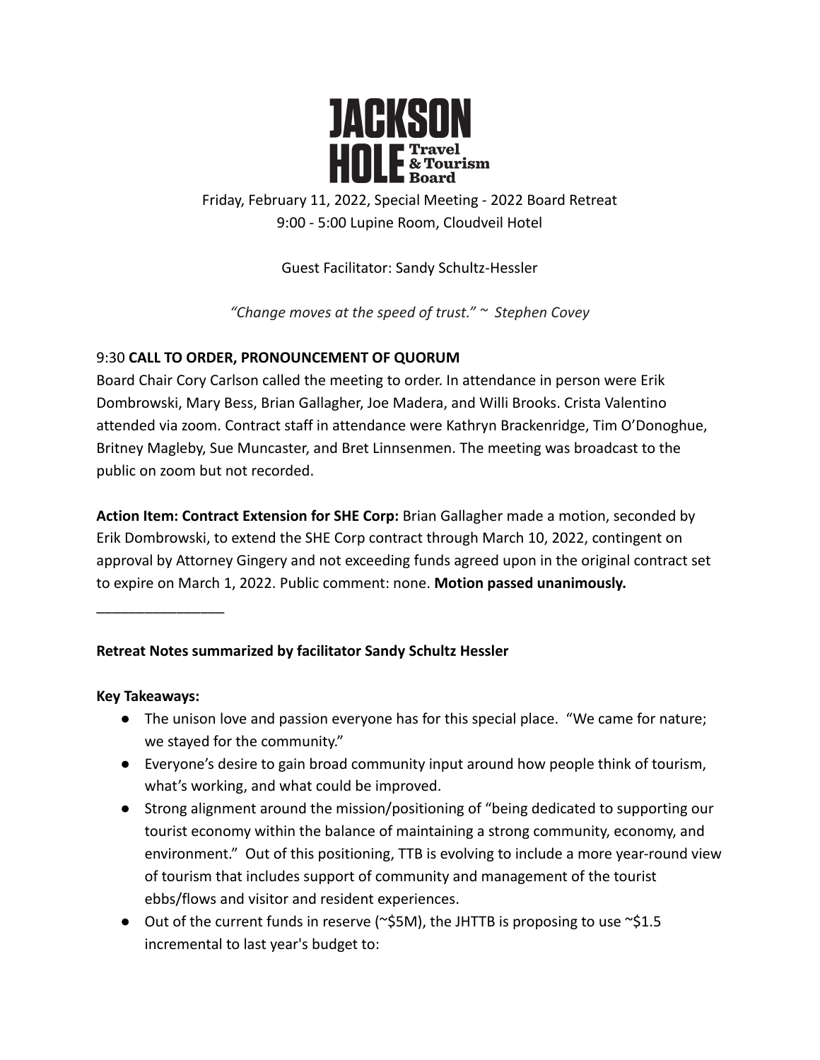# JACKSON HOLE Travel & Tourism Board

Friday, February 11, 2022, Special Meeting - 2022 Board Retreat
9:00 - 5:00 Lupine Room, Cloudveil Hotel

Guest Facilitator: Sandy Schultz-Hessler

*"Change moves at the speed of trust." ~ Stephen Covey*

9:30 **CALL TO ORDER, PRONOUNCEMENT OF QUORUM**

Board Chair Cory Carlson called the meeting to order. In attendance in person were Erik Dombrowski, Mary Bess, Brian Gallagher, Joe Madera, and Willi Brooks. Crista Valentino attended via zoom. Contract staff in attendance were Kathryn Brackenridge, Tim O'Donoghue, Britney Magleby, Sue Muncaster, and Bret Linnsenmen. The meeting was broadcast to the public on zoom but not recorded.

**Action Item: Contract Extension for SHE Corp:** Brian Gallagher made a motion, seconded by Erik Dombrowski, to extend the SHE Corp contract through March 10, 2022, contingent on approval by Attorney Gingery and not exceeding funds agreed upon in the original contract set to expire on March 1, 2022. Public comment: none. **Motion passed unanimously.**

________________

**Retreat Notes summarized by facilitator Sandy Schultz Hessler**

**Key Takeaways:**

- The unison love and passion everyone has for this special place. "We came for nature; we stayed for the community."
- Everyone's desire to gain broad community input around how people think of tourism, what's working, and what could be improved.
- Strong alignment around the mission/positioning of "being dedicated to supporting our tourist economy within the balance of maintaining a strong community, economy, and environment." Out of this positioning, TTB is evolving to include a more year-round view of tourism that includes support of community and management of the tourist ebbs/flows and visitor and resident experiences.
- Out of the current funds in reserve (~$5M), the JHTTB is proposing to use ~$1.5 incremental to last year's budget to: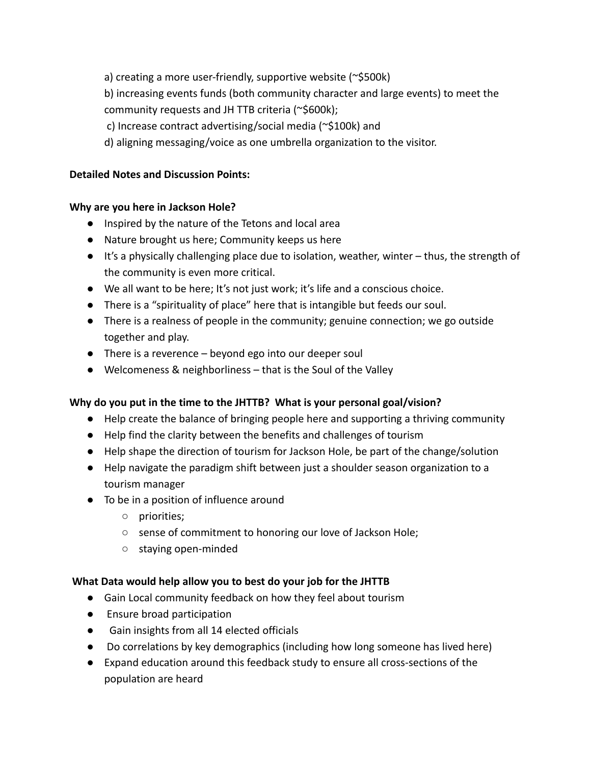a) creating a more user-friendly, supportive website (~$500k)

b) increasing events funds (both community character and large events) to meet the community requests and JH TTB criteria (~$600k);

c) Increase contract advertising/social media (~$100k) and

d) aligning messaging/voice as one umbrella organization to the visitor.

**Detailed Notes and Discussion Points:**

**Why are you here in Jackson Hole?**

- Inspired by the nature of the Tetons and local area
- Nature brought us here; Community keeps us here
- It's a physically challenging place due to isolation, weather, winter – thus, the strength of the community is even more critical.
- We all want to be here; It's not just work; it's life and a conscious choice.
- There is a "spirituality of place" here that is intangible but feeds our soul.
- There is a realness of people in the community; genuine connection; we go outside together and play.
- There is a reverence – beyond ego into our deeper soul
- Welcomeness & neighborliness – that is the Soul of the Valley

**Why do you put in the time to the JHTTB? What is your personal goal/vision?**

- Help create the balance of bringing people here and supporting a thriving community
- Help find the clarity between the benefits and challenges of tourism
- Help shape the direction of tourism for Jackson Hole, be part of the change/solution
- Help navigate the paradigm shift between just a shoulder season organization to a tourism manager
- To be in a position of influence around
  - priorities;
  - sense of commitment to honoring our love of Jackson Hole;
  - staying open-minded

**What Data would help allow you to best do your job for the JHTTB**

- Gain Local community feedback on how they feel about tourism
- Ensure broad participation
- Gain insights from all 14 elected officials
- Do correlations by key demographics (including how long someone has lived here)
- Expand education around this feedback study to ensure all cross-sections of the population are heard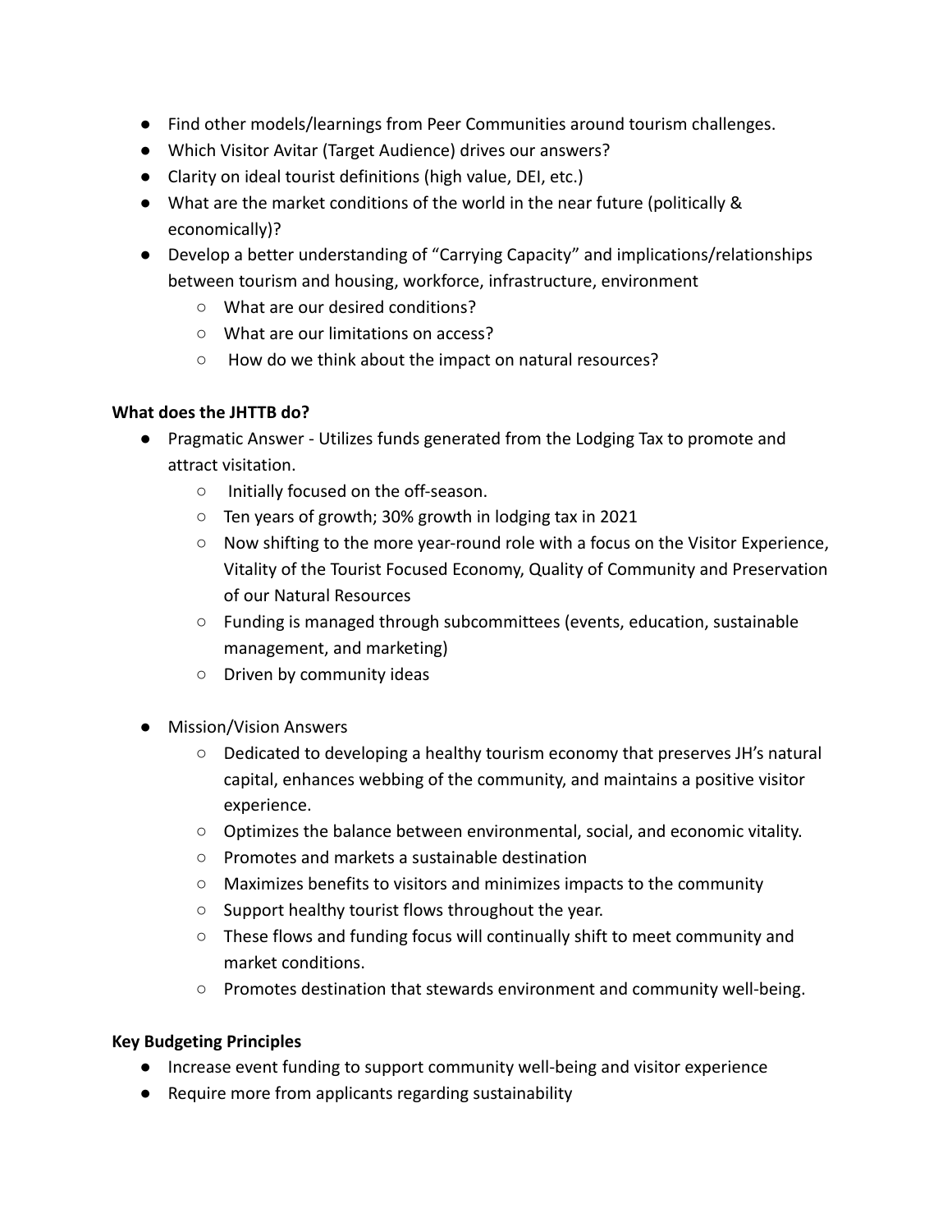- Find other models/learnings from Peer Communities around tourism challenges.
- Which Visitor Avitar (Target Audience) drives our answers?
- Clarity on ideal tourist definitions (high value, DEI, etc.)
- What are the market conditions of the world in the near future (politically & economically)?
- Develop a better understanding of "Carrying Capacity" and implications/relationships between tourism and housing, workforce, infrastructure, environment
  - What are our desired conditions?
  - What are our limitations on access?
  - How do we think about the impact on natural resources?

**What does the JHTTB do?**

- Pragmatic Answer - Utilizes funds generated from the Lodging Tax to promote and attract visitation.
  - Initially focused on the off-season.
  - Ten years of growth; 30% growth in lodging tax in 2021
  - Now shifting to the more year-round role with a focus on the Visitor Experience, Vitality of the Tourist Focused Economy, Quality of Community and Preservation of our Natural Resources
  - Funding is managed through subcommittees (events, education, sustainable management, and marketing)
  - Driven by community ideas

- Mission/Vision Answers
  - Dedicated to developing a healthy tourism economy that preserves JH's natural capital, enhances webbing of the community, and maintains a positive visitor experience.
  - Optimizes the balance between environmental, social, and economic vitality.
  - Promotes and markets a sustainable destination
  - Maximizes benefits to visitors and minimizes impacts to the community
  - Support healthy tourist flows throughout the year.
  - These flows and funding focus will continually shift to meet community and market conditions.
  - Promotes destination that stewards environment and community well-being.

**Key Budgeting Principles**

- Increase event funding to support community well-being and visitor experience
- Require more from applicants regarding sustainability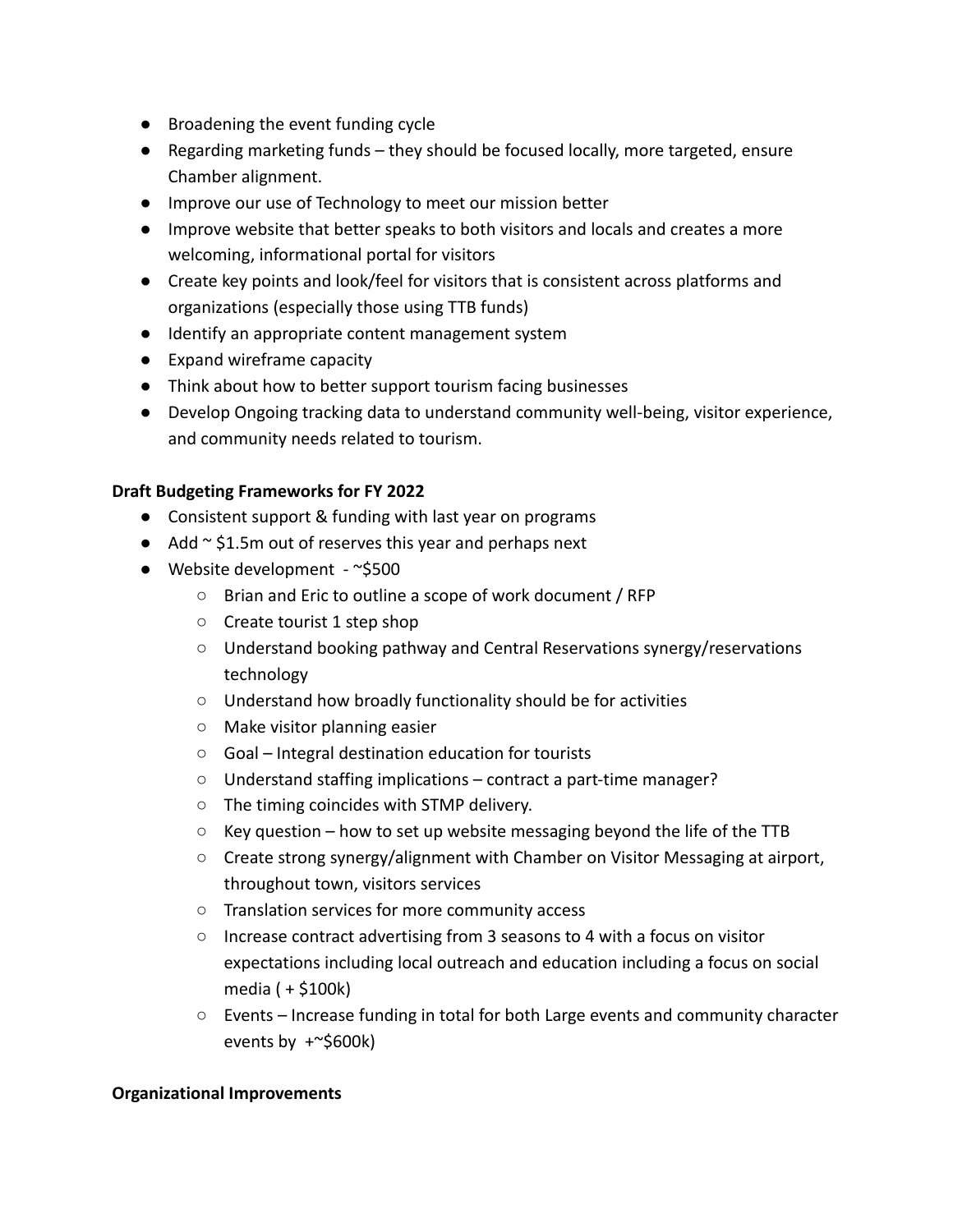- Broadening the event funding cycle
- Regarding marketing funds – they should be focused locally, more targeted, ensure Chamber alignment.
- Improve our use of Technology to meet our mission better
- Improve website that better speaks to both visitors and locals and creates a more welcoming, informational portal for visitors
- Create key points and look/feel for visitors that is consistent across platforms and organizations (especially those using TTB funds)
- Identify an appropriate content management system
- Expand wireframe capacity
- Think about how to better support tourism facing businesses
- Develop Ongoing tracking data to understand community well-being, visitor experience, and community needs related to tourism.

**Draft Budgeting Frameworks for FY 2022**

- Consistent support & funding with last year on programs
- Add ~ $1.5m out of reserves this year and perhaps next
- Website development - ~$500
  - Brian and Eric to outline a scope of work document / RFP
  - Create tourist 1 step shop
  - Understand booking pathway and Central Reservations synergy/reservations technology
  - Understand how broadly functionality should be for activities
  - Make visitor planning easier
  - Goal – Integral destination education for tourists
  - Understand staffing implications – contract a part-time manager?
  - The timing coincides with STMP delivery.
  - Key question – how to set up website messaging beyond the life of the TTB
  - Create strong synergy/alignment with Chamber on Visitor Messaging at airport, throughout town, visitors services
  - Translation services for more community access
  - Increase contract advertising from 3 seasons to 4 with a focus on visitor expectations including local outreach and education including a focus on social media ( + $100k)
  - Events – Increase funding in total for both Large events and community character events by +~$600k)

**Organizational Improvements**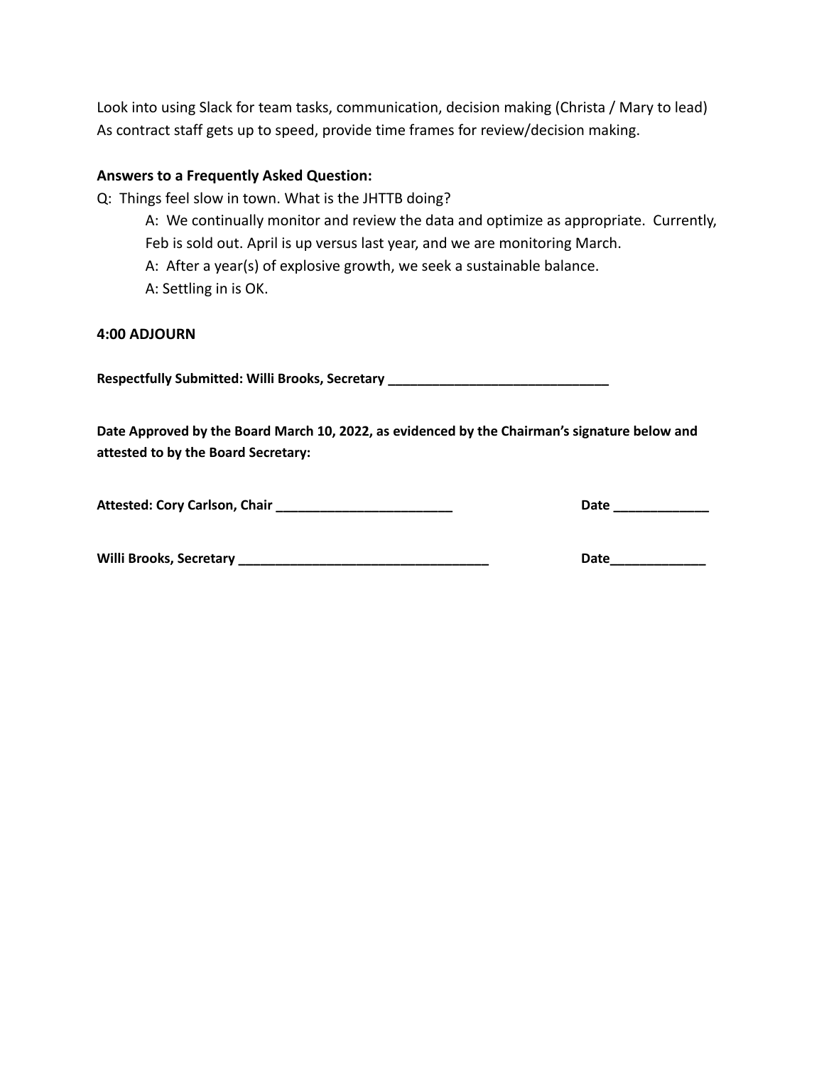Look into using Slack for team tasks, communication, decision making (Christa / Mary to lead)
As contract staff gets up to speed, provide time frames for review/decision making.

**Answers to a Frequently Asked Question:**

Q: Things feel slow in town. What is the JHTTB doing?

> A: We continually monitor and review the data and optimize as appropriate. Currently, Feb is sold out. April is up versus last year, and we are monitoring March.
>
> A: After a year(s) of explosive growth, we seek a sustainable balance.
>
> A: Settling in is OK.

**4:00 ADJOURN**

**Respectfully Submitted: Willi Brooks, Secretary ______________________________**

**Date Approved by the Board March 10, 2022, as evidenced by the Chairman's signature below and attested to by the Board Secretary:**

**Attested: Cory Carlson, Chair ________________________ Date _____________**

**Willi Brooks, Secretary _________________________________ Date_____________**